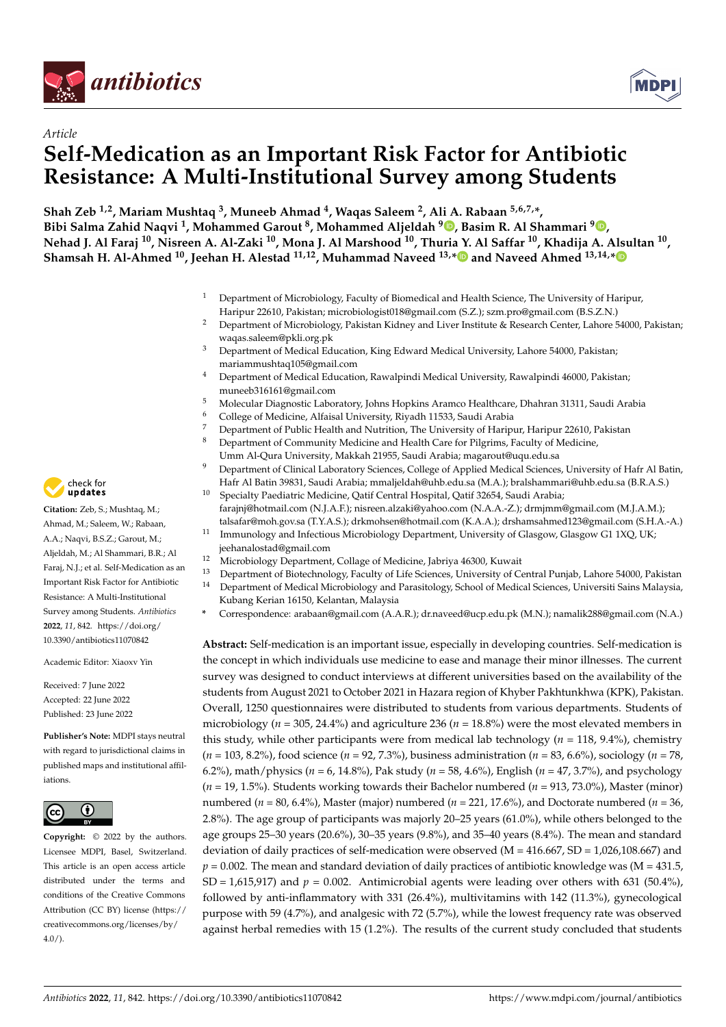*Article*

# Self-Medication as an Important Risk Factor for Antibiotic Resistance: A Multi-Institutional Survey among Students

**Shah Zeb [1,2], Mariam Mushtaq [3], Muneeb Ahmad [4], Waqas Saleem [2], Ali A. Rabaan [5,6,7,*], Bibi Salma Zahid Naqvi [1], Mohammed Garout [8], Mohammed Aljeldah [9], Basim R. Al Shammari [9], Nehad J. Al Faraj [10], Nisreen A. Al-Zaki [10], Mona J. Al Marshood [10], Thuria Y. Al Saffar [10], Khadija A. Alsultan [10], Shamsah H. Al-Ahmed [10], Jeehan H. Alestad [11,12], Muhammad Naveed [13,*] and Naveed Ahmed [13,14,*]**

[1] Department of Microbiology, Faculty of Biomedical and Health Science, The University of Haripur, Haripur 22610, Pakistan; microbiologist018@gmail.com (S.Z.); szm.pro@gmail.com (B.S.Z.N.)
[2] Department of Microbiology, Pakistan Kidney and Liver Institute & Research Center, Lahore 54000, Pakistan; waqas.saleem@pkli.org.pk
[3] Department of Medical Education, King Edward Medical University, Lahore 54000, Pakistan; mariammushtaq105@gmail.com
[4] Department of Medical Education, Rawalpindi Medical University, Rawalpindi 46000, Pakistan; muneeb316161@gmail.com
[5] Molecular Diagnostic Laboratory, Johns Hopkins Aramco Healthcare, Dhahran 31311, Saudi Arabia
[6] College of Medicine, Alfaisal University, Riyadh 11533, Saudi Arabia
[7] Department of Public Health and Nutrition, The University of Haripur, Haripur 22610, Pakistan
[8] Department of Community Medicine and Health Care for Pilgrims, Faculty of Medicine, Umm Al-Qura University, Makkah 21955, Saudi Arabia; magarout@uqu.edu.sa
[9] Department of Clinical Laboratory Sciences, College of Applied Medical Sciences, University of Hafr Al Batin, Hafr Al Batin 39831, Saudi Arabia; mmaljeldah@uhb.edu.sa (M.A.); bralshammari@uhb.edu.sa (B.R.A.S.)
[10] Specialty Paediatric Medicine, Qatif Central Hospital, Qatif 32654, Saudi Arabia; farajnj@hotmail.com (N.J.A.F.); nisreen.alzaki@yahoo.com (N.A.A.-Z.); drmjmm@gmail.com (M.J.A.M.); talsafar@moh.gov.sa (T.Y.A.S.); drkmohsen@hotmail.com (K.A.A.); drshamsahmed123@gmail.com (S.H.A.-A.)
[11] Immunology and Infectious Microbiology Department, University of Glasgow, Glasgow G1 1XQ, UK; jeehanalostad@gmail.com
[12] Microbiology Department, Collage of Medicine, Jabriya 46300, Kuwait
[13] Department of Biotechnology, Faculty of Life Sciences, University of Central Punjab, Lahore 54000, Pakistan
[14] Department of Medical Microbiology and Parasitology, School of Medical Sciences, Universiti Sains Malaysia, Kubang Kerian 16150, Kelantan, Malaysia
* Correspondence: arabaan@gmail.com (A.A.R.); dr.naveed@ucp.edu.pk (M.N.); namalik288@gmail.com (N.A.)

**Citation:** Zeb, S.; Mushtaq, M.; Ahmad, M.; Saleem, W.; Rabaan, A.A.; Naqvi, B.S.Z.; Garout, M.; Aljeldah, M.; Al Shammari, B.R.; Al Faraj, N.J.; et al. Self-Medication as an Important Risk Factor for Antibiotic Resistance: A Multi-Institutional Survey among Students. *Antibiotics* **2022**, *11*, 842. https://doi.org/10.3390/antibiotics11070842

Academic Editor: Xiaoxv Yin

Received: 7 June 2022
Accepted: 22 June 2022
Published: 23 June 2022

**Publisher's Note:** MDPI stays neutral with regard to jurisdictional claims in published maps and institutional affiliations.

**Copyright:** © 2022 by the authors. Licensee MDPI, Basel, Switzerland. This article is an open access article distributed under the terms and conditions of the Creative Commons Attribution (CC BY) license (https://creativecommons.org/licenses/by/4.0/).

**Abstract:** Self-medication is an important issue, especially in developing countries. Self-medication is the concept in which individuals use medicine to ease and manage their minor illnesses. The current survey was designed to conduct interviews at different universities based on the availability of the students from August 2021 to October 2021 in Hazara region of Khyber Pakhtunkhwa (KPK), Pakistan. Overall, 1250 questionnaires were distributed to students from various departments. Students of microbiology ($n$ = 305, 24.4%) and agriculture 236 ($n$ = 18.8%) were the most elevated members in this study, while other participants were from medical lab technology ($n$ = 118, 9.4%), chemistry ($n$ = 103, 8.2%), food science ($n$ = 92, 7.3%), business administration ($n$ = 83, 6.6%), sociology ($n$ = 78, 6.2%), math/physics ($n$ = 6, 14.8%), Pak study ($n$ = 58, 4.6%), English ($n$ = 47, 3.7%), and psychology ($n$ = 19, 1.5%). Students working towards their Bachelor numbered ($n$ = 913, 73.0%), Master (minor) numbered ($n$ = 80, 6.4%), Master (major) numbered ($n$ = 221, 17.6%), and Doctorate numbered ($n$ = 36, 2.8%). The age group of participants was majorly 20–25 years (61.0%), while others belonged to the age groups 25–30 years (20.6%), 30–35 years (9.8%), and 35–40 years (8.4%). The mean and standard deviation of daily practices of self-medication were observed (M = 416.667, SD = 1,026,108.667) and $p$ = 0.002. The mean and standard deviation of daily practices of antibiotic knowledge was (M = 431.5, SD = 1,615,917) and $p$ = 0.002. Antimicrobial agents were leading over others with 631 (50.4%), followed by anti-inflammatory with 331 (26.4%), multivitamins with 142 (11.3%), gynecological purpose with 59 (4.7%), and analgesic with 72 (5.7%), while the lowest frequency rate was observed against herbal remedies with 15 (1.2%). The results of the current study concluded that students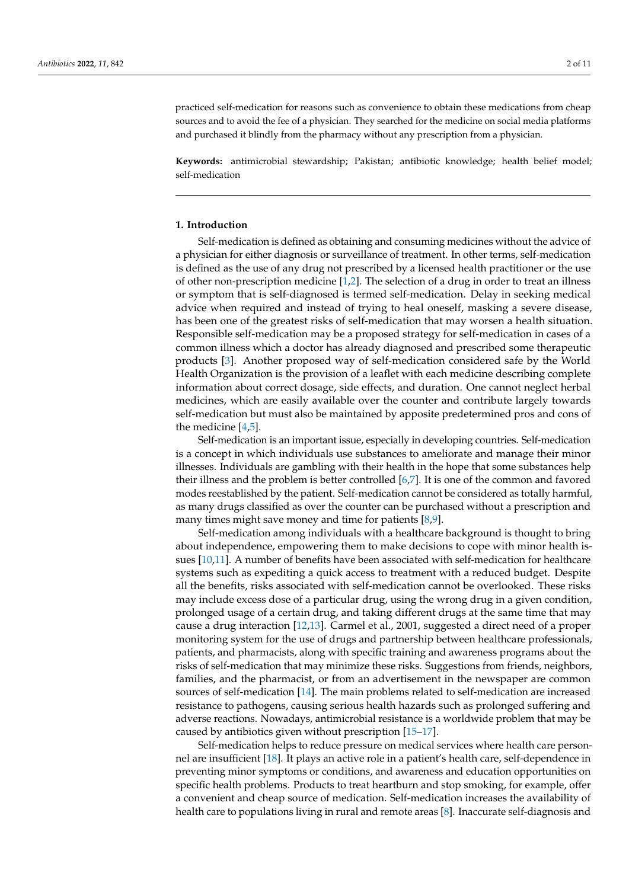practiced self-medication for reasons such as convenience to obtain these medications from cheap sources and to avoid the fee of a physician. They searched for the medicine on social media platforms and purchased it blindly from the pharmacy without any prescription from a physician.

**Keywords:** antimicrobial stewardship; Pakistan; antibiotic knowledge; health belief model; self-medication

## 1. Introduction

Self-medication is defined as obtaining and consuming medicines without the advice of a physician for either diagnosis or surveillance of treatment. In other terms, self-medication is defined as the use of any drug not prescribed by a licensed health practitioner or the use of other non-prescription medicine [1,2]. The selection of a drug in order to treat an illness or symptom that is self-diagnosed is termed self-medication. Delay in seeking medical advice when required and instead of trying to heal oneself, masking a severe disease, has been one of the greatest risks of self-medication that may worsen a health situation. Responsible self-medication may be a proposed strategy for self-medication in cases of a common illness which a doctor has already diagnosed and prescribed some therapeutic products [3]. Another proposed way of self-medication considered safe by the World Health Organization is the provision of a leaflet with each medicine describing complete information about correct dosage, side effects, and duration. One cannot neglect herbal medicines, which are easily available over the counter and contribute largely towards self-medication but must also be maintained by apposite predetermined pros and cons of the medicine [4,5].

Self-medication is an important issue, especially in developing countries. Self-medication is a concept in which individuals use substances to ameliorate and manage their minor illnesses. Individuals are gambling with their health in the hope that some substances help their illness and the problem is better controlled [6,7]. It is one of the common and favored modes reestablished by the patient. Self-medication cannot be considered as totally harmful, as many drugs classified as over the counter can be purchased without a prescription and many times might save money and time for patients [8,9].

Self-medication among individuals with a healthcare background is thought to bring about independence, empowering them to make decisions to cope with minor health issues [10,11]. A number of benefits have been associated with self-medication for healthcare systems such as expediting a quick access to treatment with a reduced budget. Despite all the benefits, risks associated with self-medication cannot be overlooked. These risks may include excess dose of a particular drug, using the wrong drug in a given condition, prolonged usage of a certain drug, and taking different drugs at the same time that may cause a drug interaction [12,13]. Carmel et al., 2001, suggested a direct need of a proper monitoring system for the use of drugs and partnership between healthcare professionals, patients, and pharmacists, along with specific training and awareness programs about the risks of self-medication that may minimize these risks. Suggestions from friends, neighbors, families, and the pharmacist, or from an advertisement in the newspaper are common sources of self-medication [14]. The main problems related to self-medication are increased resistance to pathogens, causing serious health hazards such as prolonged suffering and adverse reactions. Nowadays, antimicrobial resistance is a worldwide problem that may be caused by antibiotics given without prescription [15–17].

Self-medication helps to reduce pressure on medical services where health care personnel are insufficient [18]. It plays an active role in a patient's health care, self-dependence in preventing minor symptoms or conditions, and awareness and education opportunities on specific health problems. Products to treat heartburn and stop smoking, for example, offer a convenient and cheap source of medication. Self-medication increases the availability of health care to populations living in rural and remote areas [8]. Inaccurate self-diagnosis and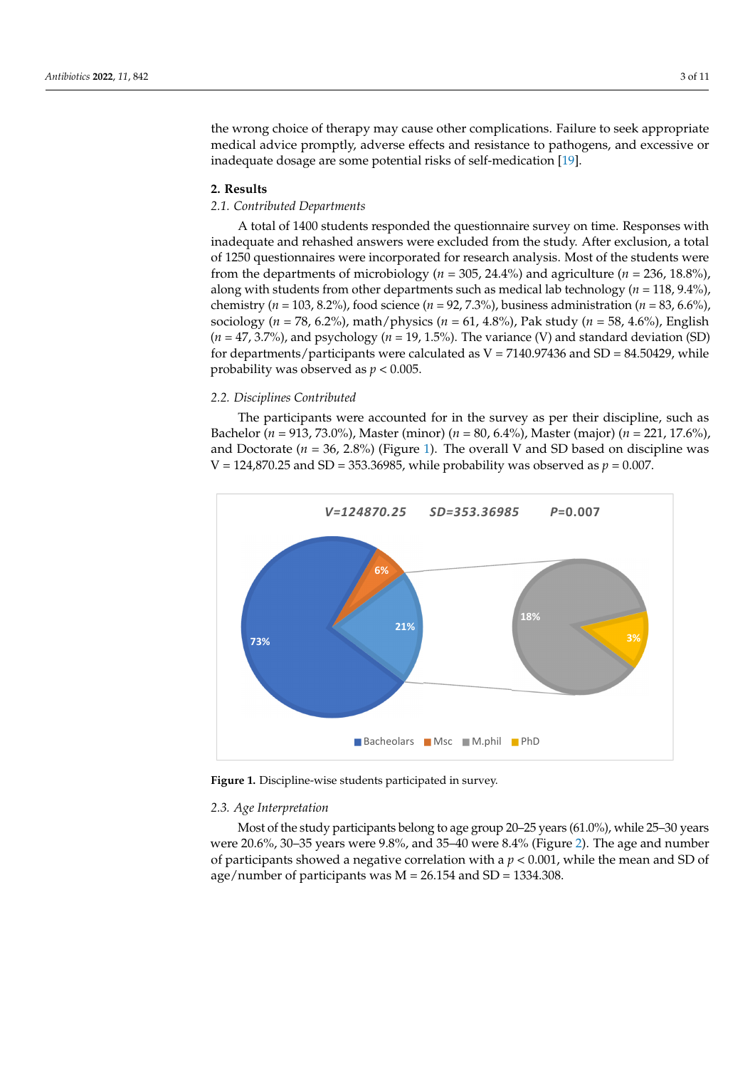the wrong choice of therapy may cause other complications. Failure to seek appropriate medical advice promptly, adverse effects and resistance to pathogens, and excessive or inadequate dosage are some potential risks of self-medication [19].

## 2. Results

### 2.1. Contributed Departments

A total of 1400 students responded the questionnaire survey on time. Responses with inadequate and rehashed answers were excluded from the study. After exclusion, a total of 1250 questionnaires were incorporated for research analysis. Most of the students were from the departments of microbiology ($n$ = 305, 24.4%) and agriculture ($n$ = 236, 18.8%), along with students from other departments such as medical lab technology ($n$ = 118, 9.4%), chemistry ($n$ = 103, 8.2%), food science ($n$ = 92, 7.3%), business administration ($n$ = 83, 6.6%), sociology ($n$ = 78, 6.2%), math/physics ($n$ = 61, 4.8%), Pak study ($n$ = 58, 4.6%), English ($n$ = 47, 3.7%), and psychology ($n$ = 19, 1.5%). The variance (V) and standard deviation (SD) for departments/participants were calculated as V = 7140.97436 and SD = 84.50429, while probability was observed as $p < 0.005$.

### 2.2. Disciplines Contributed

The participants were accounted for in the survey as per their discipline, such as Bachelor ($n$ = 913, 73.0%), Master (minor) ($n$ = 80, 6.4%), Master (major) ($n$ = 221, 17.6%), and Doctorate ($n$ = 36, 2.8%) (Figure 1). The overall V and SD based on discipline was V = 124,870.25 and SD = 353.36985, while probability was observed as $p$ = 0.007.

**Figure 1.** Discipline-wise students participated in survey.

### 2.3. Age Interpretation

Most of the study participants belong to age group 20–25 years (61.0%), while 25–30 years were 20.6%, 30–35 years were 9.8%, and 35–40 were 8.4% (Figure 2). The age and number of participants showed a negative correlation with a $p < 0.001$, while the mean and SD of age/number of participants was M = 26.154 and SD = 1334.308.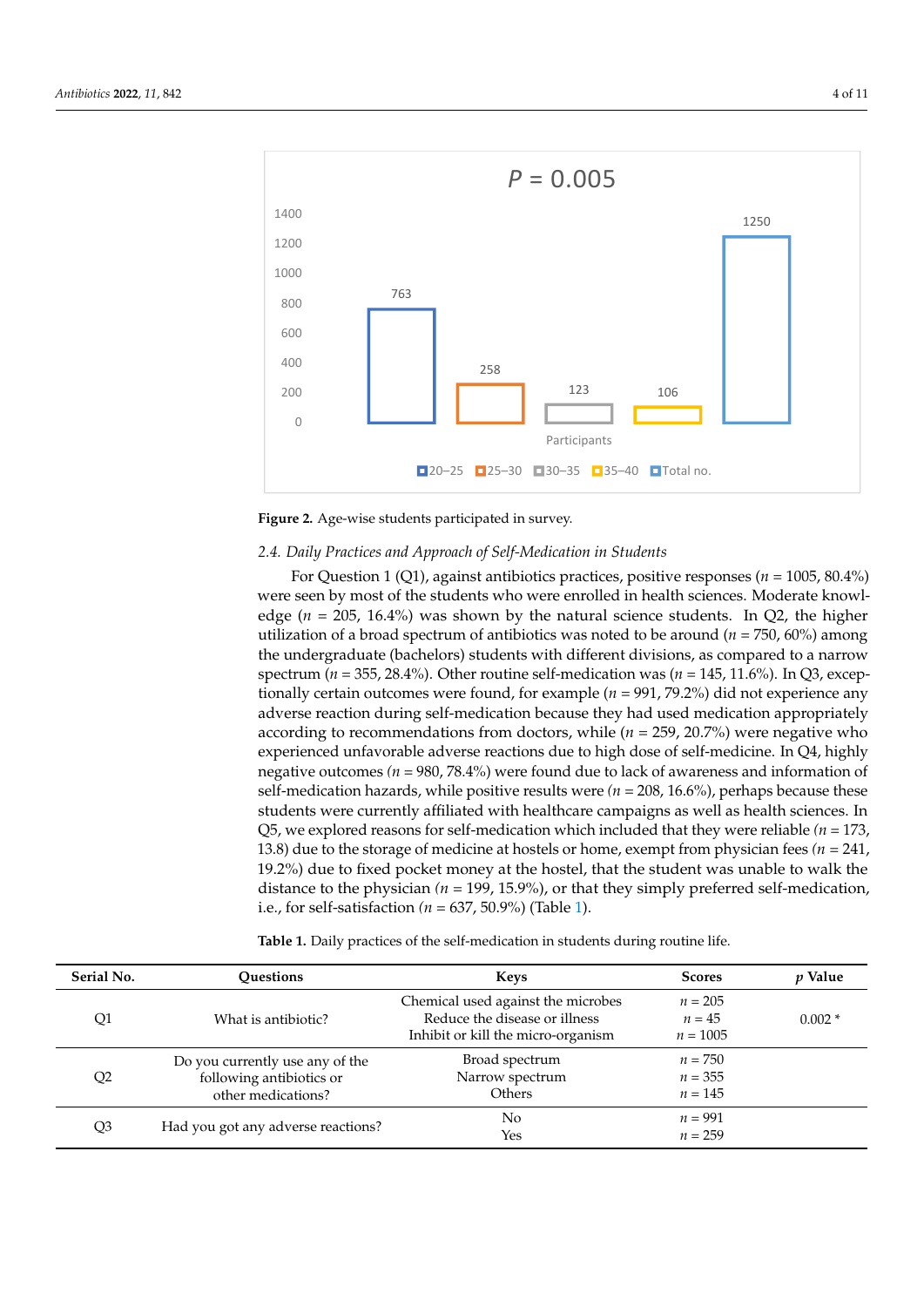Figure 2. Age-wise students participated in survey.

### 2.4. Daily Practices and Approach of Self-Medication in Students

For Question 1 (Q1), against antibiotics practices, positive responses ($n$ = 1005, 80.4%) were seen by most of the students who were enrolled in health sciences. Moderate knowledge ($n$ = 205, 16.4%) was shown by the natural science students. In Q2, the higher utilization of a broad spectrum of antibiotics was noted to be around ($n$ = 750, 60%) among the undergraduate (bachelors) students with different divisions, as compared to a narrow spectrum ($n$ = 355, 28.4%). Other routine self-medication was ($n$ = 145, 11.6%). In Q3, exceptionally certain outcomes were found, for example ($n$ = 991, 79.2%) did not experience any adverse reaction during self-medication because they had used medication appropriately according to recommendations from doctors, while ($n$ = 259, 20.7%) were negative who experienced unfavorable adverse reactions due to high dose of self-medicine. In Q4, highly negative outcomes ($n$ = 980, 78.4%) were found due to lack of awareness and information of self-medication hazards, while positive results were ($n$ = 208, 16.6%), perhaps because these students were currently affiliated with healthcare campaigns as well as health sciences. In Q5, we explored reasons for self-medication which included that they were reliable ($n$ = 173, 13.8) due to the storage of medicine at hostels or home, exempt from physician fees ($n$ = 241, 19.2%) due to fixed pocket money at the hostel, that the student was unable to walk the distance to the physician ($n$ = 199, 15.9%), or that they simply preferred self-medication, i.e., for self-satisfaction ($n$ = 637, 50.9%) (Table 1).

Table 1. Daily practices of the self-medication in students during routine life.

| Serial No. | Questions | Keys | Scores | $p$ Value |
|---|---|---|---|---|
| Q1 | What is antibiotic? | Chemical used against the microbes<br>Reduce the disease or illness<br>Inhibit or kill the micro-organism | $n$ = 205<br>$n$ = 45<br>$n$ = 1005 | 0.002 * |
| Q2 | Do you currently use any of the following antibiotics or other medications? | Broad spectrum<br>Narrow spectrum<br>Others | $n$ = 750<br>$n$ = 355<br>$n$ = 145 | |
| Q3 | Had you got any adverse reactions? | No<br>Yes | $n$ = 991<br>$n$ = 259 | |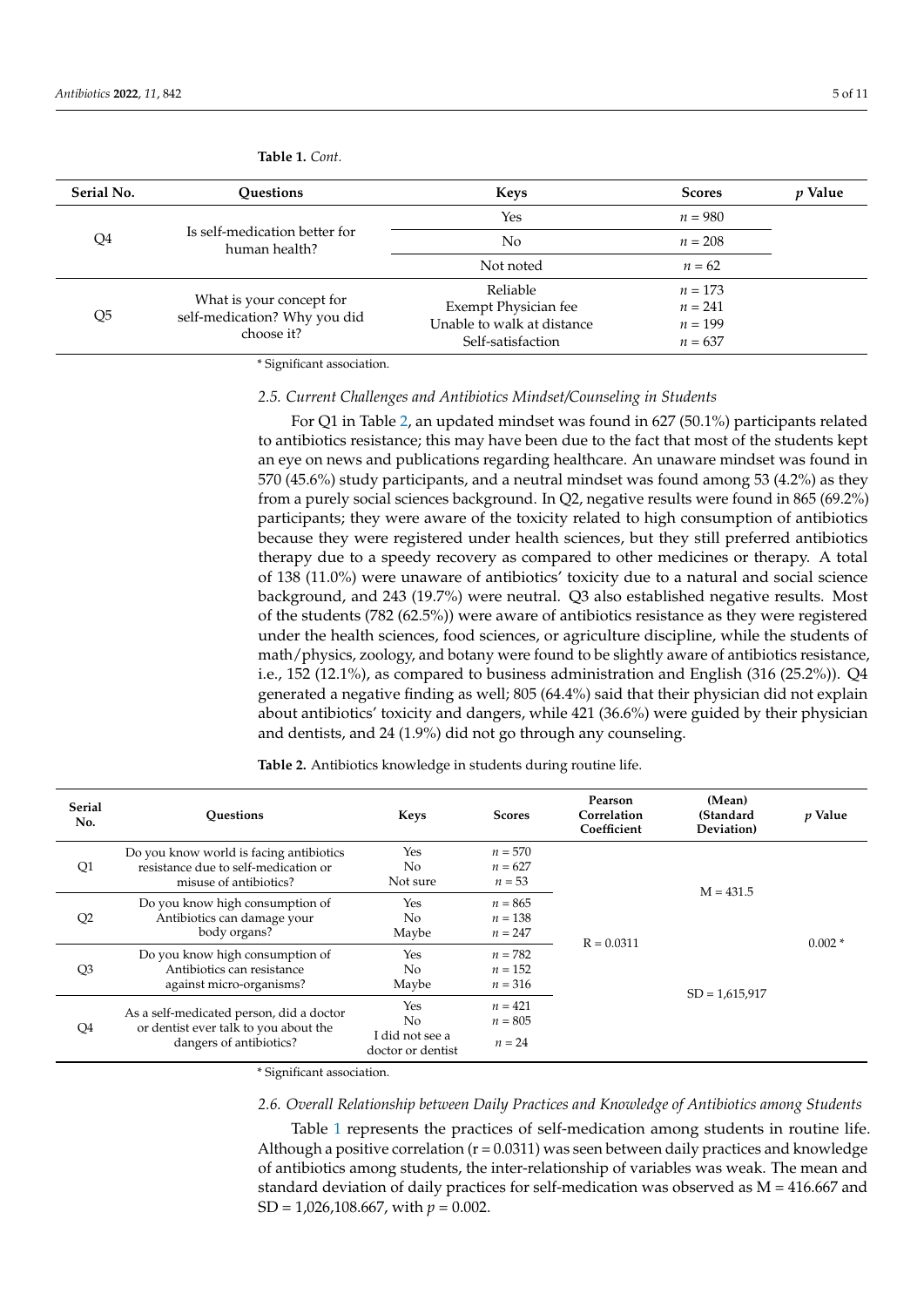**Table 1.** *Cont.*

| Serial No. | Questions | Keys | Scores | *p* Value |
|---|---|---|---|---|
| Q4 | Is self-medication better for human health? | Yes | *n* = 980 | |
| | | No | *n* = 208 | |
| | | Not noted | *n* = 62 | |
| Q5 | What is your concept for self-medication? Why you did choose it? | Reliable<br>Exempt Physician fee<br>Unable to walk at distance<br>Self-satisfaction | *n* = 173<br>*n* = 241<br>*n* = 199<br>*n* = 637 | |

\* Significant association.

### *2.5. Current Challenges and Antibiotics Mindset/Counseling in Students*

For Q1 in Table 2, an updated mindset was found in 627 (50.1%) participants related to antibiotics resistance; this may have been due to the fact that most of the students kept an eye on news and publications regarding healthcare. An unaware mindset was found in 570 (45.6%) study participants, and a neutral mindset was found among 53 (4.2%) as they from a purely social sciences background. In Q2, negative results were found in 865 (69.2%) participants; they were aware of the toxicity related to high consumption of antibiotics because they were registered under health sciences, but they still preferred antibiotics therapy due to a speedy recovery as compared to other medicines or therapy. A total of 138 (11.0%) were unaware of antibiotics' toxicity due to a natural and social science background, and 243 (19.7%) were neutral. Q3 also established negative results. Most of the students (782 (62.5%)) were aware of antibiotics resistance as they were registered under the health sciences, food sciences, or agriculture discipline, while the students of math/physics, zoology, and botany were found to be slightly aware of antibiotics resistance, i.e., 152 (12.1%), as compared to business administration and English (316 (25.2%)). Q4 generated a negative finding as well; 805 (64.4%) said that their physician did not explain about antibiotics' toxicity and dangers, while 421 (36.6%) were guided by their physician and dentists, and 24 (1.9%) did not go through any counseling.

**Table 2.** Antibiotics knowledge in students during routine life.

| Serial No. | Questions | Keys | Scores | Pearson Correlation Coefficient | (Mean) (Standard Deviation) | *p* Value |
|---|---|---|---|---|---|---|
| Q1 | Do you know world is facing antibiotics resistance due to self-medication or misuse of antibiotics? | Yes<br>No<br>Not sure | *n* = 570<br>*n* = 627<br>*n* = 53 | R = 0.0311 | M = 431.5 | 0.002 * |
| Q2 | Do you know high consumption of Antibiotics can damage your body organs? | Yes<br>No<br>Maybe | *n* = 865<br>*n* = 138<br>*n* = 247 | | | |
| Q3 | Do you know high consumption of Antibiotics can resistance against micro-organisms? | Yes<br>No<br>Maybe | *n* = 782<br>*n* = 152<br>*n* = 316 | | SD = 1,615,917 | |
| Q4 | As a self-medicated person, did a doctor or dentist ever talk to you about the dangers of antibiotics? | Yes<br>No<br>I did not see a doctor or dentist | *n* = 421<br>*n* = 805<br>*n* = 24 | | | |

\* Significant association.

### *2.6. Overall Relationship between Daily Practices and Knowledge of Antibiotics among Students*

Table 1 represents the practices of self-medication among students in routine life. Although a positive correlation ($r = 0.0311$) was seen between daily practices and knowledge of antibiotics among students, the inter-relationship of variables was weak. The mean and standard deviation of daily practices for self-medication was observed as M = 416.667 and SD = 1,026,108.667, with $p = 0.002$.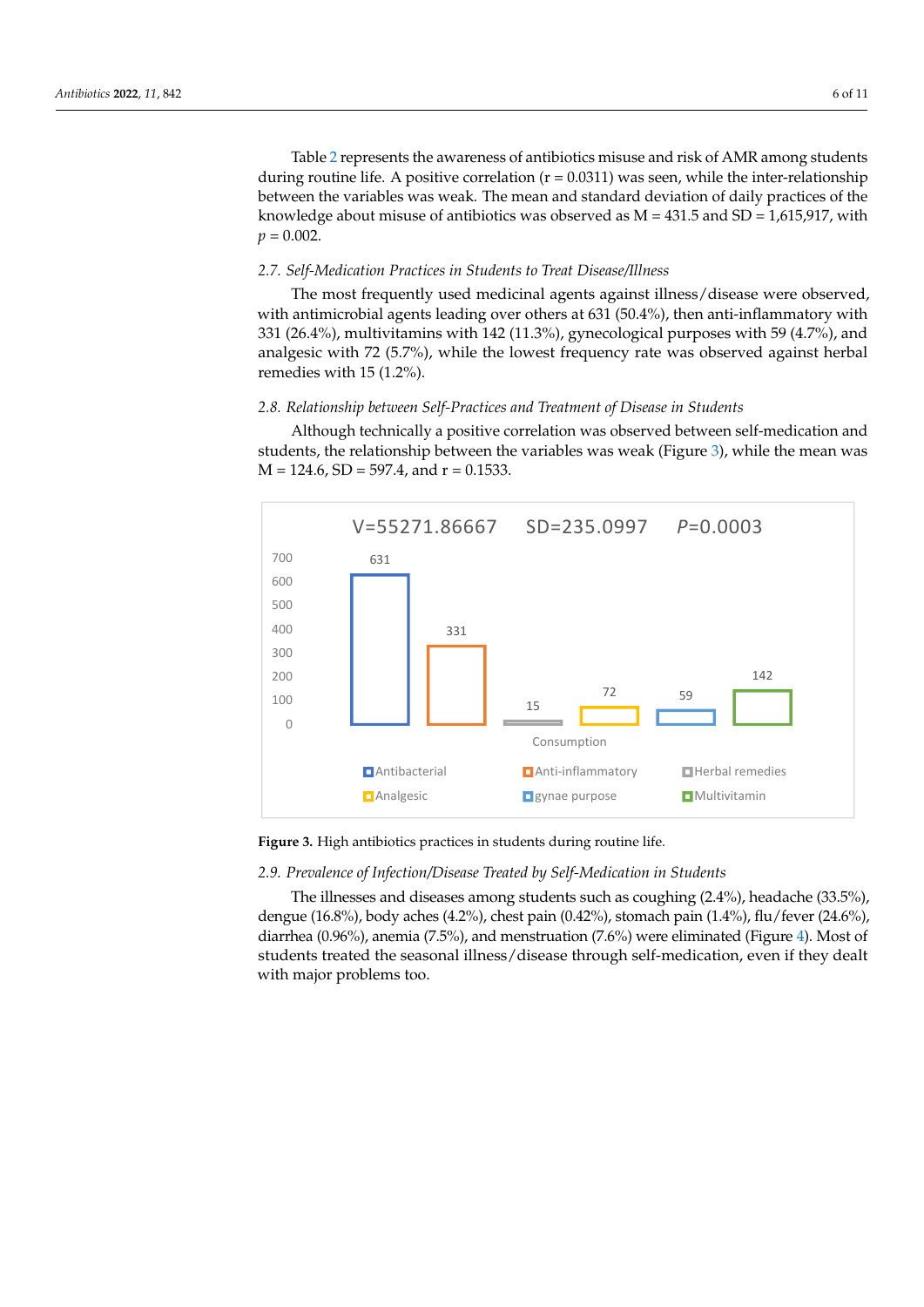Table 2 represents the awareness of antibiotics misuse and risk of AMR among students during routine life. A positive correlation (r = 0.0311) was seen, while the inter-relationship between the variables was weak. The mean and standard deviation of daily practices of the knowledge about misuse of antibiotics was observed as M = 431.5 and SD = 1,615,917, with $p = 0.002$.

### 2.7. Self-Medication Practices in Students to Treat Disease/Illness

The most frequently used medicinal agents against illness/disease were observed, with antimicrobial agents leading over others at 631 (50.4%), then anti-inflammatory with 331 (26.4%), multivitamins with 142 (11.3%), gynecological purposes with 59 (4.7%), and analgesic with 72 (5.7%), while the lowest frequency rate was observed against herbal remedies with 15 (1.2%).

### 2.8. Relationship between Self-Practices and Treatment of Disease in Students

Although technically a positive correlation was observed between self-medication and students, the relationship between the variables was weak (Figure 3), while the mean was M = 124.6, SD = 597.4, and r = 0.1533.

**Figure 3.** High antibiotics practices in students during routine life.

### 2.9. Prevalence of Infection/Disease Treated by Self-Medication in Students

The illnesses and diseases among students such as coughing (2.4%), headache (33.5%), dengue (16.8%), body aches (4.2%), chest pain (0.42%), stomach pain (1.4%), flu/fever (24.6%), diarrhea (0.96%), anemia (7.5%), and menstruation (7.6%) were eliminated (Figure 4). Most of students treated the seasonal illness/disease through self-medication, even if they dealt with major problems too.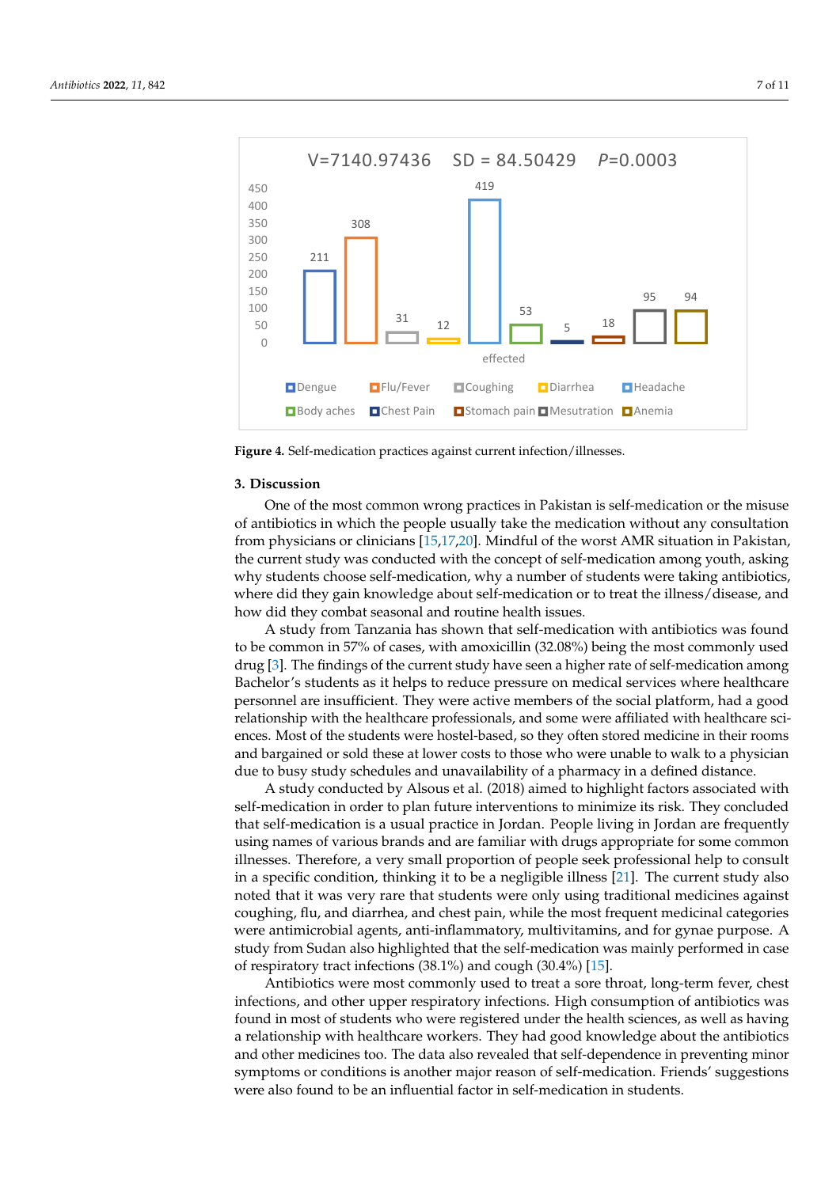**Figure 4.** Self-medication practices against current infection/illnesses.

## 3. Discussion

One of the most common wrong practices in Pakistan is self-medication or the misuse of antibiotics in which the people usually take the medication without any consultation from physicians or clinicians [15,17,20]. Mindful of the worst AMR situation in Pakistan, the current study was conducted with the concept of self-medication among youth, asking why students choose self-medication, why a number of students were taking antibiotics, where did they gain knowledge about self-medication or to treat the illness/disease, and how did they combat seasonal and routine health issues.

A study from Tanzania has shown that self-medication with antibiotics was found to be common in 57% of cases, with amoxicillin (32.08%) being the most commonly used drug [3]. The findings of the current study have seen a higher rate of self-medication among Bachelor's students as it helps to reduce pressure on medical services where healthcare personnel are insufficient. They were active members of the social platform, had a good relationship with the healthcare professionals, and some were affiliated with healthcare sciences. Most of the students were hostel-based, so they often stored medicine in their rooms and bargained or sold these at lower costs to those who were unable to walk to a physician due to busy study schedules and unavailability of a pharmacy in a defined distance.

A study conducted by Alsous et al. (2018) aimed to highlight factors associated with self-medication in order to plan future interventions to minimize its risk. They concluded that self-medication is a usual practice in Jordan. People living in Jordan are frequently using names of various brands and are familiar with drugs appropriate for some common illnesses. Therefore, a very small proportion of people seek professional help to consult in a specific condition, thinking it to be a negligible illness [21]. The current study also noted that it was very rare that students were only using traditional medicines against coughing, flu, and diarrhea, and chest pain, while the most frequent medicinal categories were antimicrobial agents, anti-inflammatory, multivitamins, and for gynae purpose. A study from Sudan also highlighted that the self-medication was mainly performed in case of respiratory tract infections (38.1%) and cough (30.4%) [15].

Antibiotics were most commonly used to treat a sore throat, long-term fever, chest infections, and other upper respiratory infections. High consumption of antibiotics was found in most of students who were registered under the health sciences, as well as having a relationship with healthcare workers. They had good knowledge about the antibiotics and other medicines too. The data also revealed that self-dependence in preventing minor symptoms or conditions is another major reason of self-medication. Friends' suggestions were also found to be an influential factor in self-medication in students.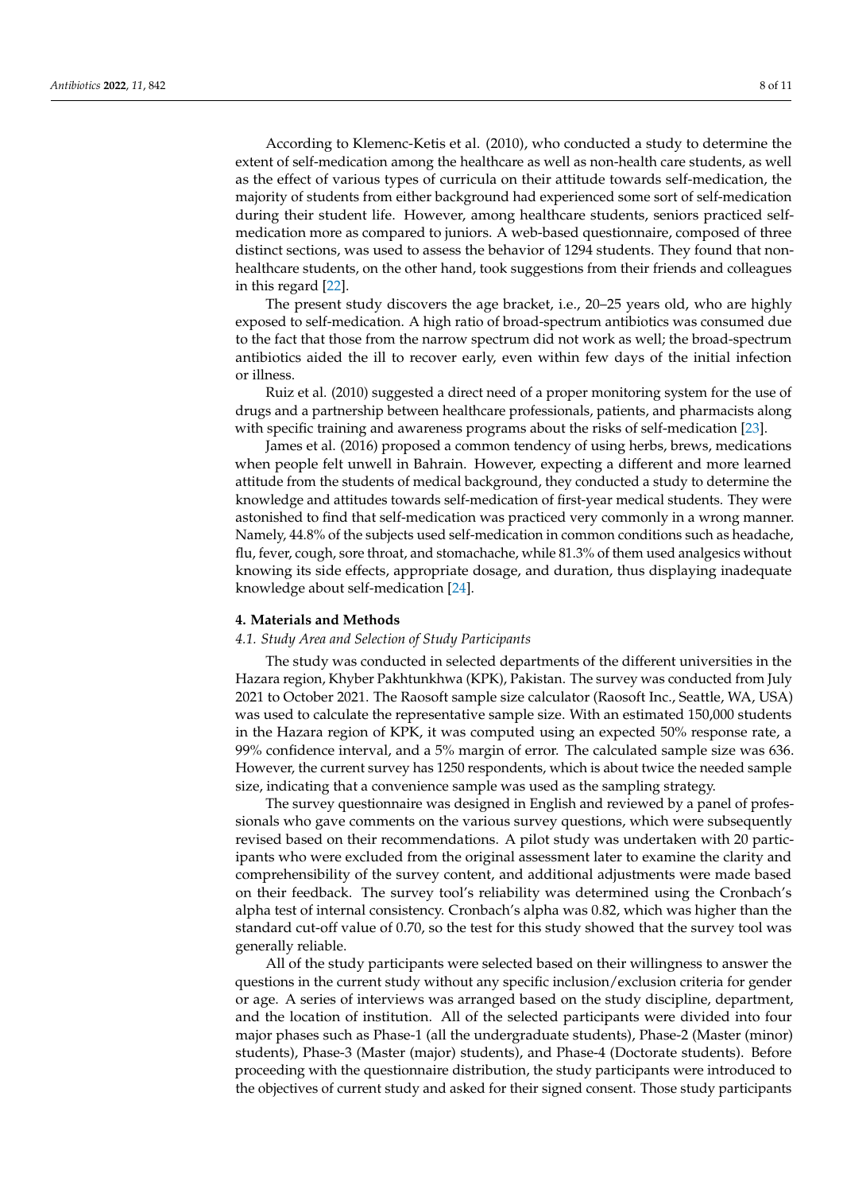According to Klemenc-Ketis et al. (2010), who conducted a study to determine the extent of self-medication among the healthcare as well as non-health care students, as well as the effect of various types of curricula on their attitude towards self-medication, the majority of students from either background had experienced some sort of self-medication during their student life. However, among healthcare students, seniors practiced self-medication more as compared to juniors. A web-based questionnaire, composed of three distinct sections, was used to assess the behavior of 1294 students. They found that non-healthcare students, on the other hand, took suggestions from their friends and colleagues in this regard [22].

The present study discovers the age bracket, i.e., 20–25 years old, who are highly exposed to self-medication. A high ratio of broad-spectrum antibiotics was consumed due to the fact that those from the narrow spectrum did not work as well; the broad-spectrum antibiotics aided the ill to recover early, even within few days of the initial infection or illness.

Ruiz et al. (2010) suggested a direct need of a proper monitoring system for the use of drugs and a partnership between healthcare professionals, patients, and pharmacists along with specific training and awareness programs about the risks of self-medication [23].

James et al. (2016) proposed a common tendency of using herbs, brews, medications when people felt unwell in Bahrain. However, expecting a different and more learned attitude from the students of medical background, they conducted a study to determine the knowledge and attitudes towards self-medication of first-year medical students. They were astonished to find that self-medication was practiced very commonly in a wrong manner. Namely, 44.8% of the subjects used self-medication in common conditions such as headache, flu, fever, cough, sore throat, and stomachache, while 81.3% of them used analgesics without knowing its side effects, appropriate dosage, and duration, thus displaying inadequate knowledge about self-medication [24].

## 4. Materials and Methods

### 4.1. Study Area and Selection of Study Participants

The study was conducted in selected departments of the different universities in the Hazara region, Khyber Pakhtunkhwa (KPK), Pakistan. The survey was conducted from July 2021 to October 2021. The Raosoft sample size calculator (Raosoft Inc., Seattle, WA, USA) was used to calculate the representative sample size. With an estimated 150,000 students in the Hazara region of KPK, it was computed using an expected 50% response rate, a 99% confidence interval, and a 5% margin of error. The calculated sample size was 636. However, the current survey has 1250 respondents, which is about twice the needed sample size, indicating that a convenience sample was used as the sampling strategy.

The survey questionnaire was designed in English and reviewed by a panel of professionals who gave comments on the various survey questions, which were subsequently revised based on their recommendations. A pilot study was undertaken with 20 participants who were excluded from the original assessment later to examine the clarity and comprehensibility of the survey content, and additional adjustments were made based on their feedback. The survey tool's reliability was determined using the Cronbach's alpha test of internal consistency. Cronbach's alpha was 0.82, which was higher than the standard cut-off value of 0.70, so the test for this study showed that the survey tool was generally reliable.

All of the study participants were selected based on their willingness to answer the questions in the current study without any specific inclusion/exclusion criteria for gender or age. A series of interviews was arranged based on the study discipline, department, and the location of institution. All of the selected participants were divided into four major phases such as Phase-1 (all the undergraduate students), Phase-2 (Master (minor) students), Phase-3 (Master (major) students), and Phase-4 (Doctorate students). Before proceeding with the questionnaire distribution, the study participants were introduced to the objectives of current study and asked for their signed consent. Those study participants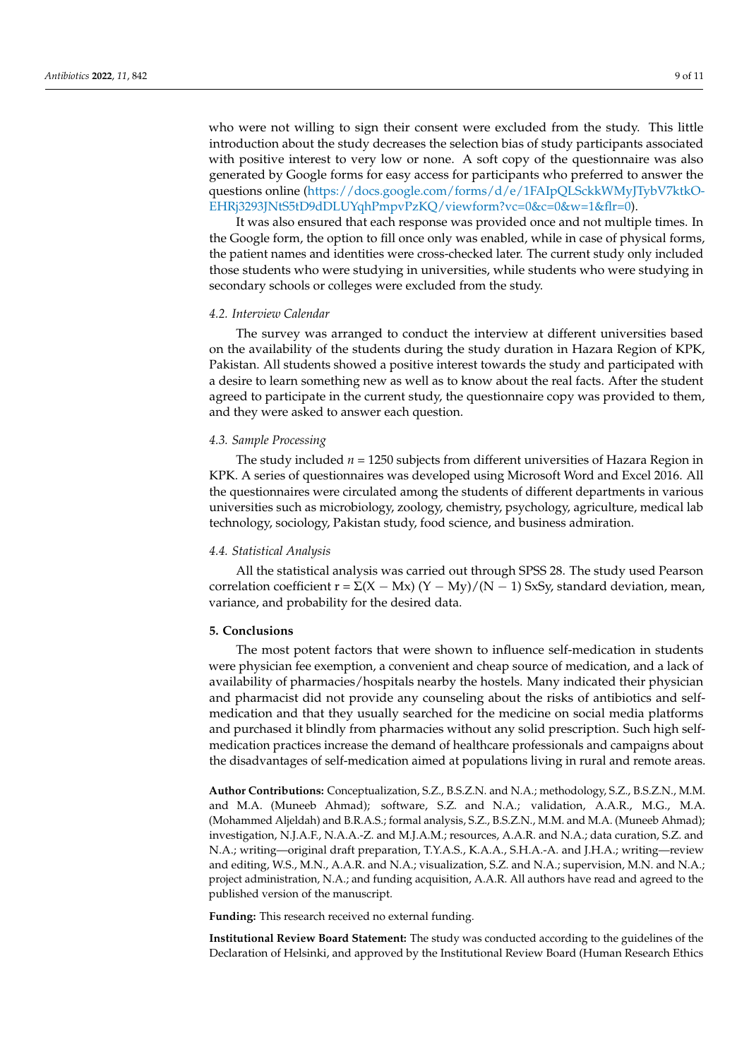who were not willing to sign their consent were excluded from the study. This little introduction about the study decreases the selection bias of study participants associated with positive interest to very low or none. A soft copy of the questionnaire was also generated by Google forms for easy access for participants who preferred to answer the questions online (https://docs.google.com/forms/d/e/1FAIpQLSckkWMyJTybV7ktkO-EHRj3293JNtS5tD9dDLUYqhPmpvPzKQ/viewform?vc=0&c=0&w=1&flr=0).

It was also ensured that each response was provided once and not multiple times. In the Google form, the option to fill once only was enabled, while in case of physical forms, the patient names and identities were cross-checked later. The current study only included those students who were studying in universities, while students who were studying in secondary schools or colleges were excluded from the study.

### *4.2. Interview Calendar*

The survey was arranged to conduct the interview at different universities based on the availability of the students during the study duration in Hazara Region of KPK, Pakistan. All students showed a positive interest towards the study and participated with a desire to learn something new as well as to know about the real facts. After the student agreed to participate in the current study, the questionnaire copy was provided to them, and they were asked to answer each question.

### *4.3. Sample Processing*

The study included $n = 1250$ subjects from different universities of Hazara Region in KPK. A series of questionnaires was developed using Microsoft Word and Excel 2016. All the questionnaires were circulated among the students of different departments in various universities such as microbiology, zoology, chemistry, psychology, agriculture, medical lab technology, sociology, Pakistan study, food science, and business admiration.

### *4.4. Statistical Analysis*

All the statistical analysis was carried out through SPSS 28. The study used Pearson correlation coefficient $r = \Sigma(X - Mx)(Y - My)/(N - 1)\,SxSy$, standard deviation, mean, variance, and probability for the desired data.

## **5. Conclusions**

The most potent factors that were shown to influence self-medication in students were physician fee exemption, a convenient and cheap source of medication, and a lack of availability of pharmacies/hospitals nearby the hostels. Many indicated their physician and pharmacist did not provide any counseling about the risks of antibiotics and self-medication and that they usually searched for the medicine on social media platforms and purchased it blindly from pharmacies without any solid prescription. Such high self-medication practices increase the demand of healthcare professionals and campaigns about the disadvantages of self-medication aimed at populations living in rural and remote areas.

**Author Contributions:** Conceptualization, S.Z., B.S.Z.N. and N.A.; methodology, S.Z., B.S.Z.N., M.M. and M.A. (Muneeb Ahmad); software, S.Z. and N.A.; validation, A.A.R., M.G., M.A. (Mohammed Aljeldah) and B.R.A.S.; formal analysis, S.Z., B.S.Z.N., M.M. and M.A. (Muneeb Ahmad); investigation, N.J.A.F., N.A.A.-Z. and M.J.A.M.; resources, A.A.R. and N.A.; data curation, S.Z. and N.A.; writing—original draft preparation, T.Y.A.S., K.A.A., S.H.A.-A. and J.H.A.; writing—review and editing, W.S., M.N., A.A.R. and N.A.; visualization, S.Z. and N.A.; supervision, M.N. and N.A.; project administration, N.A.; and funding acquisition, A.A.R. All authors have read and agreed to the published version of the manuscript.

**Funding:** This research received no external funding.

**Institutional Review Board Statement:** The study was conducted according to the guidelines of the Declaration of Helsinki, and approved by the Institutional Review Board (Human Research Ethics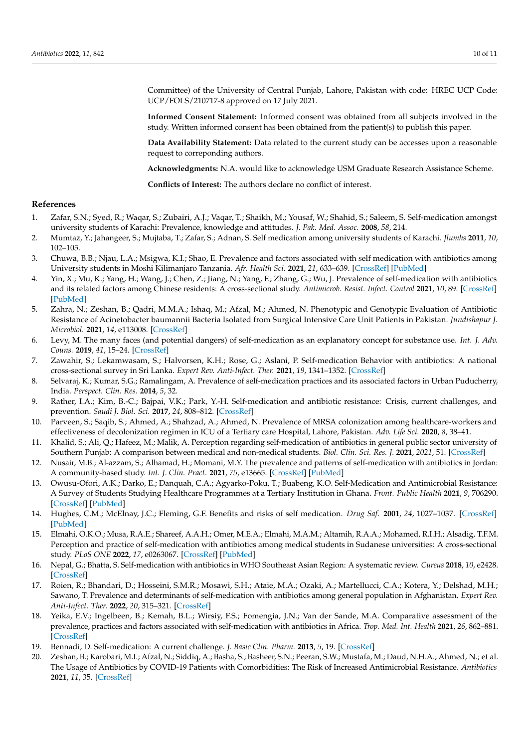Committee) of the University of Central Punjab, Lahore, Pakistan with code: HREC UCP Code: UCP/FOLS/210717-8 approved on 17 July 2021.

**Informed Consent Statement:** Informed consent was obtained from all subjects involved in the study. Written informed consent has been obtained from the patient(s) to publish this paper.

**Data Availability Statement:** Data related to the current study can be accesses upon a reasonable request to correponding authors.

**Acknowledgments:** N.A. would like to acknowledge USM Graduate Research Assistance Scheme.

**Conflicts of Interest:** The authors declare no conflict of interest.

## References

1. Zafar, S.N.; Syed, R.; Waqar, S.; Zubairi, A.J.; Vaqar, T.; Shaikh, M.; Yousaf, W.; Shahid, S.; Saleem, S. Self-medication amongst university students of Karachi: Prevalence, knowledge and attitudes. *J. Pak. Med. Assoc.* **2008**, *58*, 214.
2. Mumtaz, Y.; Jahangeer, S.; Mujtaba, T.; Zafar, S.; Adnan, S. Self medication among university students of Karachi. *Jlumhs* **2011**, *10*, 102–105.
3. Chuwa, B.B.; Njau, L.A.; Msigwa, K.I.; Shao, E. Prevalence and factors associated with self medication with antibiotics among University students in Moshi Kilimanjaro Tanzania. *Afr. Health Sci.* **2021**, *21*, 633–639. [CrossRef] [PubMed]
4. Yin, X.; Mu, K.; Yang, H.; Wang, J.; Chen, Z.; Jiang, N.; Yang, F.; Zhang, G.; Wu, J. Prevalence of self-medication with antibiotics and its related factors among Chinese residents: A cross-sectional study. *Antimicrob. Resist. Infect. Control* **2021**, *10*, 89. [CrossRef] [PubMed]
5. Zahra, N.; Zeshan, B.; Qadri, M.M.A.; Ishaq, M.; Afzal, M.; Ahmed, N. Phenotypic and Genotypic Evaluation of Antibiotic Resistance of Acinetobacter baumannii Bacteria Isolated from Surgical Intensive Care Unit Patients in Pakistan. *Jundishapur J. Microbiol.* **2021**, *14*, e113008. [CrossRef]
6. Levy, M. The many faces (and potential dangers) of self-medication as an explanatory concept for substance use. *Int. J. Adv. Couns.* **2019**, *41*, 15–24. [CrossRef]
7. Zawahir, S.; Lekamwasam, S.; Halvorsen, K.H.; Rose, G.; Aslani, P. Self-medication Behavior with antibiotics: A national cross-sectional survey in Sri Lanka. *Expert Rev. Anti-Infect. Ther.* **2021**, *19*, 1341–1352. [CrossRef]
8. Selvaraj, K.; Kumar, S.G.; Ramalingam, A. Prevalence of self-medication practices and its associated factors in Urban Puducherry, India. *Perspect. Clin. Res.* **2014**, *5*, 32.
9. Rather, I.A.; Kim, B.-C.; Bajpai, V.K.; Park, Y.-H. Self-medication and antibiotic resistance: Crisis, current challenges, and prevention. *Saudi J. Biol. Sci.* **2017**, *24*, 808–812. [CrossRef]
10. Parveen, S.; Saqib, S.; Ahmed, A.; Shahzad, A.; Ahmed, N. Prevalence of MRSA colonization among healthcare-workers and effectiveness of decolonization regimen in ICU of a Tertiary care Hospital, Lahore, Pakistan. *Adv. Life Sci.* **2020**, *8*, 38–41.
11. Khalid, S.; Ali, Q.; Hafeez, M.; Malik, A. Perception regarding self-medication of antibiotics in general public sector university of Southern Punjab: A comparison between medical and non-medical students. *Biol. Clin. Sci. Res. J.* **2021**, *2021*, 51. [CrossRef]
12. Nusair, M.B.; Al-azzam, S.; Alhamad, H.; Momani, M.Y. The prevalence and patterns of self-medication with antibiotics in Jordan: A community-based study. *Int. J. Clin. Pract.* **2021**, *75*, e13665. [CrossRef] [PubMed]
13. Owusu-Ofori, A.K.; Darko, E.; Danquah, C.A.; Agyarko-Poku, T.; Buabeng, K.O. Self-Medication and Antimicrobial Resistance: A Survey of Students Studying Healthcare Programmes at a Tertiary Institution in Ghana. *Front. Public Health* **2021**, *9*, 706290. [CrossRef] [PubMed]
14. Hughes, C.M.; McElnay, J.C.; Fleming, G.F. Benefits and risks of self medication. *Drug Saf.* **2001**, *24*, 1027–1037. [CrossRef] [PubMed]
15. Elmahi, O.K.O.; Musa, R.A.E.; Shareef, A.A.H.; Omer, M.E.A.; Elmahi, M.A.M.; Altamih, R.A.A.; Mohamed, R.I.H.; Alsadig, T.F.M. Perception and practice of self-medication with antibiotics among medical students in Sudanese universities: A cross-sectional study. *PLoS ONE* **2022**, *17*, e0263067. [CrossRef] [PubMed]
16. Nepal, G.; Bhatta, S. Self-medication with antibiotics in WHO Southeast Asian Region: A systematic review. *Cureus* **2018**, *10*, e2428. [CrossRef]
17. Roien, R.; Bhandari, D.; Hosseini, S.M.R.; Mosawi, S.H.; Ataie, M.A.; Ozaki, A.; Martellucci, C.A.; Kotera, Y.; Delshad, M.H.; Sawano, T. Prevalence and determinants of self-medication with antibiotics among general population in Afghanistan. *Expert Rev. Anti-Infect. Ther.* **2022**, *20*, 315–321. [CrossRef]
18. Yeika, E.V.; Ingelbeen, B.; Kemah, B.L.; Wirsiy, F.S.; Fomengia, J.N.; Van der Sande, M.A. Comparative assessment of the prevalence, practices and factors associated with self-medication with antibiotics in Africa. *Trop. Med. Int. Health* **2021**, *26*, 862–881. [CrossRef]
19. Bennadi, D. Self-medication: A current challenge. *J. Basic Clin. Pharm.* **2013**, *5*, 19. [CrossRef]
20. Zeshan, B.; Karobari, M.I.; Afzal, N.; Siddiq, A.; Basha, S.; Basheer, S.N.; Peeran, S.W.; Mustafa, M.; Daud, N.H.A.; Ahmed, N.; et al. The Usage of Antibiotics by COVID-19 Patients with Comorbidities: The Risk of Increased Antimicrobial Resistance. *Antibiotics* **2021**, *11*, 35. [CrossRef]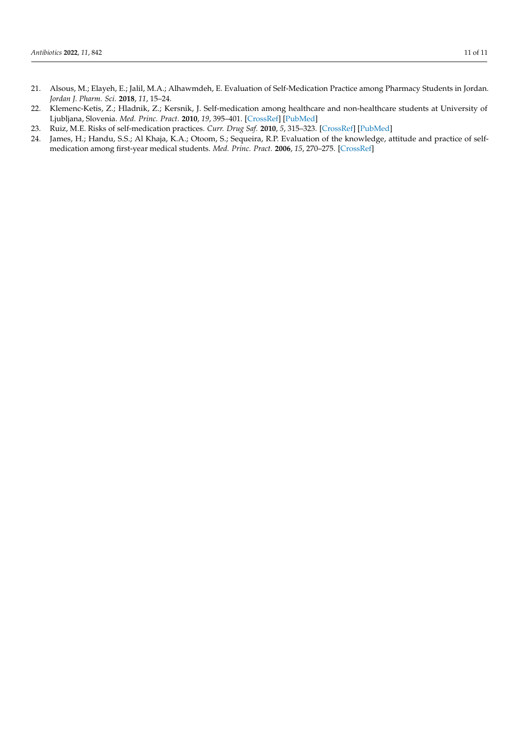21. Alsous, M.; Elayeh, E.; Jalil, M.A.; Alhawmdeh, E. Evaluation of Self-Medication Practice among Pharmacy Students in Jordan. *Jordan J. Pharm. Sci.* **2018**, *11*, 15–24.
22. Klemenc-Ketis, Z.; Hladnik, Z.; Kersnik, J. Self-medication among healthcare and non-healthcare students at University of Ljubljana, Slovenia. *Med. Princ. Pract.* **2010**, *19*, 395–401. [CrossRef] [PubMed]
23. Ruiz, M.E. Risks of self-medication practices. *Curr. Drug Saf.* **2010**, *5*, 315–323. [CrossRef] [PubMed]
24. James, H.; Handu, S.S.; Al Khaja, K.A.; Otoom, S.; Sequeira, R.P. Evaluation of the knowledge, attitude and practice of self-medication among first-year medical students. *Med. Princ. Pract.* **2006**, *15*, 270–275. [CrossRef]